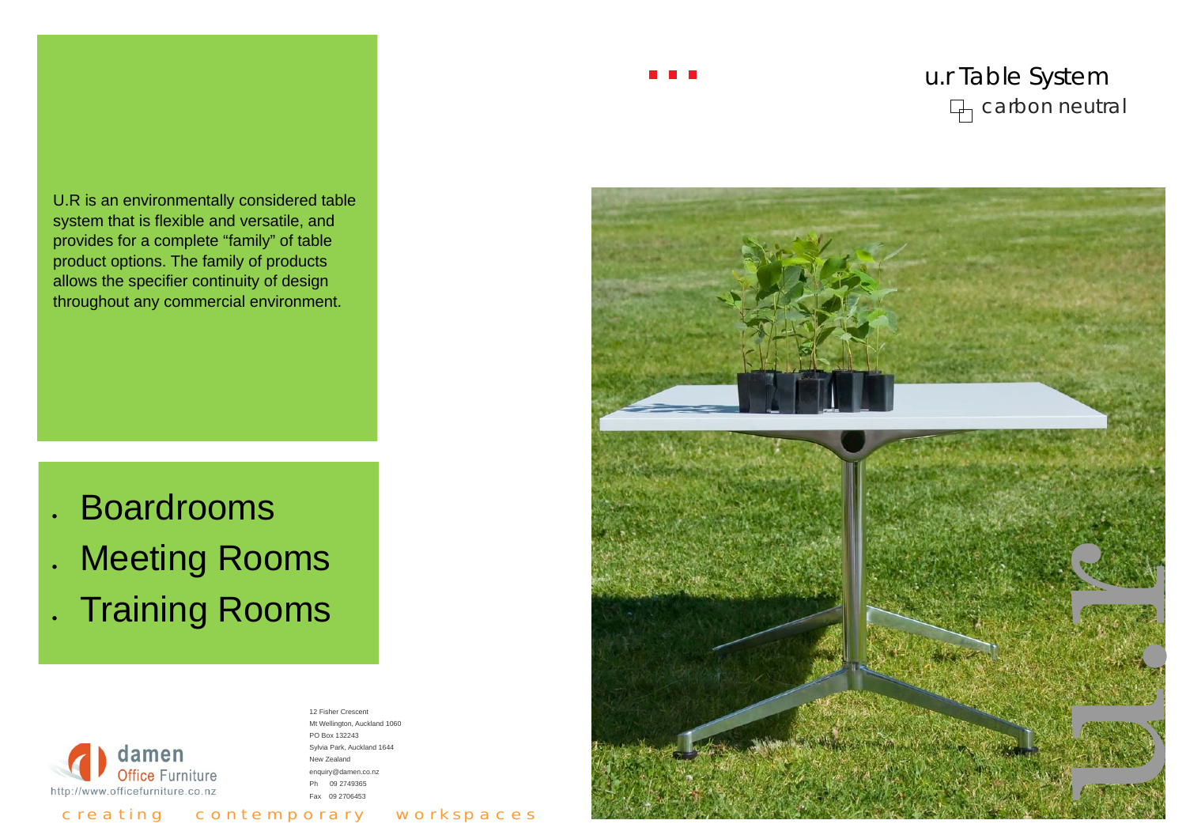# u.r Table System

carbon neutral

U.R is an environmentally considered table system that is flexible and versatile, and provides for a complete "family" of table product options. The family of products allows the specifier continuity of design throughout any commercial environment.

- Boardrooms
- Meeting Rooms
- Training Rooms

damen Office Furniture

http://www.officefurniture.co.nz

12 Fisher Crescent
Mt Wellington, Auckland 1060
PO Box 132243
Sylvia Park, Auckland 1644
New Zealand
enquiry@damen.co.nz
Ph 09 2749365
Fax 09 2706453

creating contemporary workspaces

u.r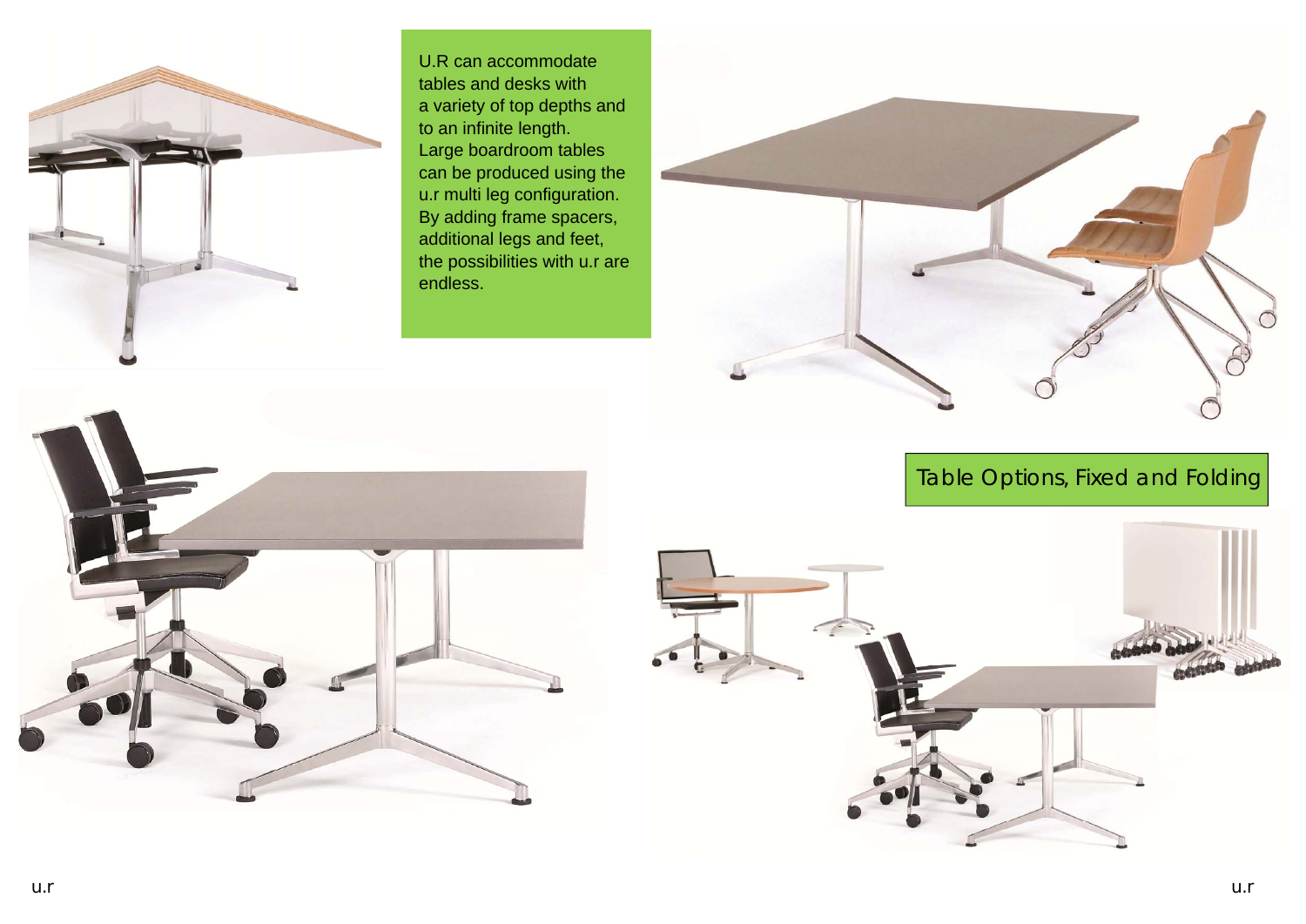U.R can accommodate tables and desks with a variety of top depths and to an infinite length. Large boardroom tables can be produced using the u.r multi leg configuration. By adding frame spacers, additional legs and feet, the possibilities with u.r are endless.

## Table Options, Fixed and Folding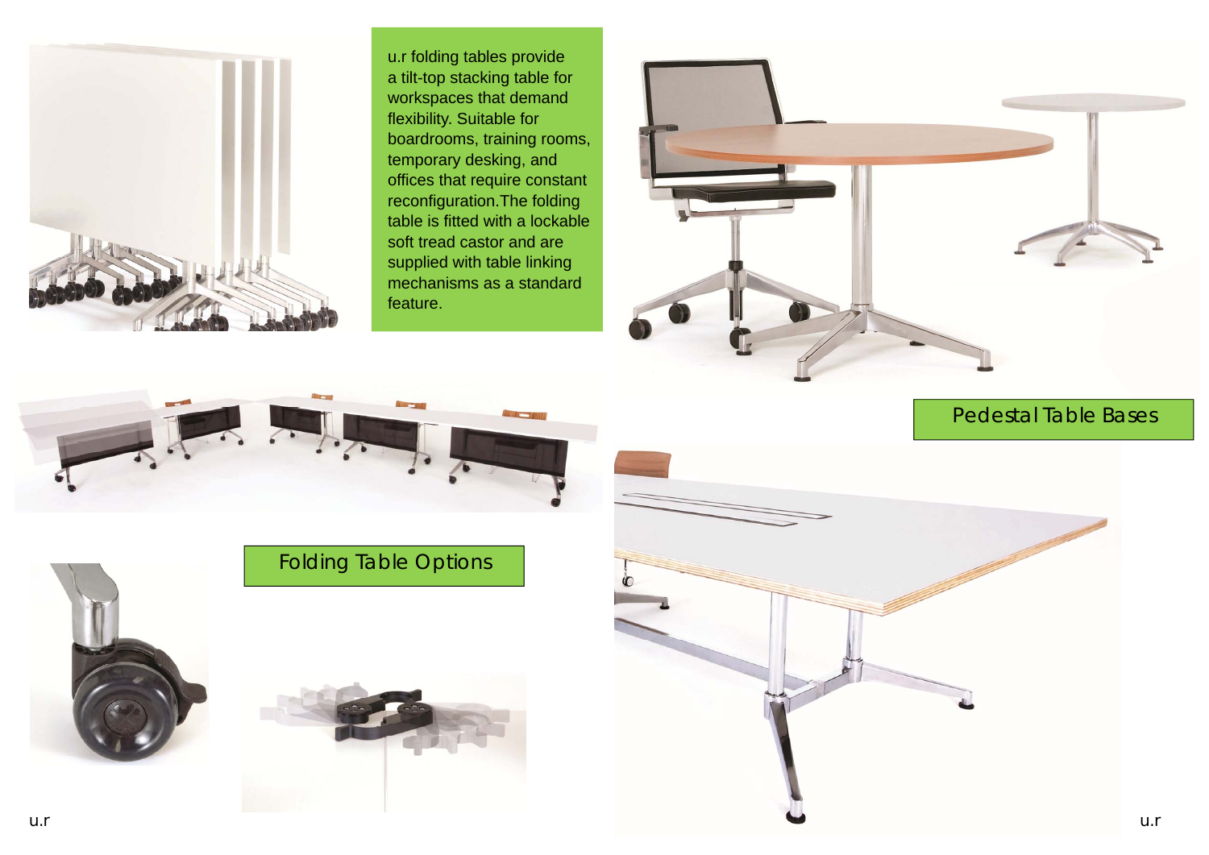u.r folding tables provide a tilt-top stacking table for workspaces that demand flexibility. Suitable for boardrooms, training rooms, temporary desking, and offices that require constant reconfiguration.The folding table is fitted with a lockable soft tread castor and are supplied with table linking mechanisms as a standard feature.

## Pedestal Table Bases

## Folding Table Options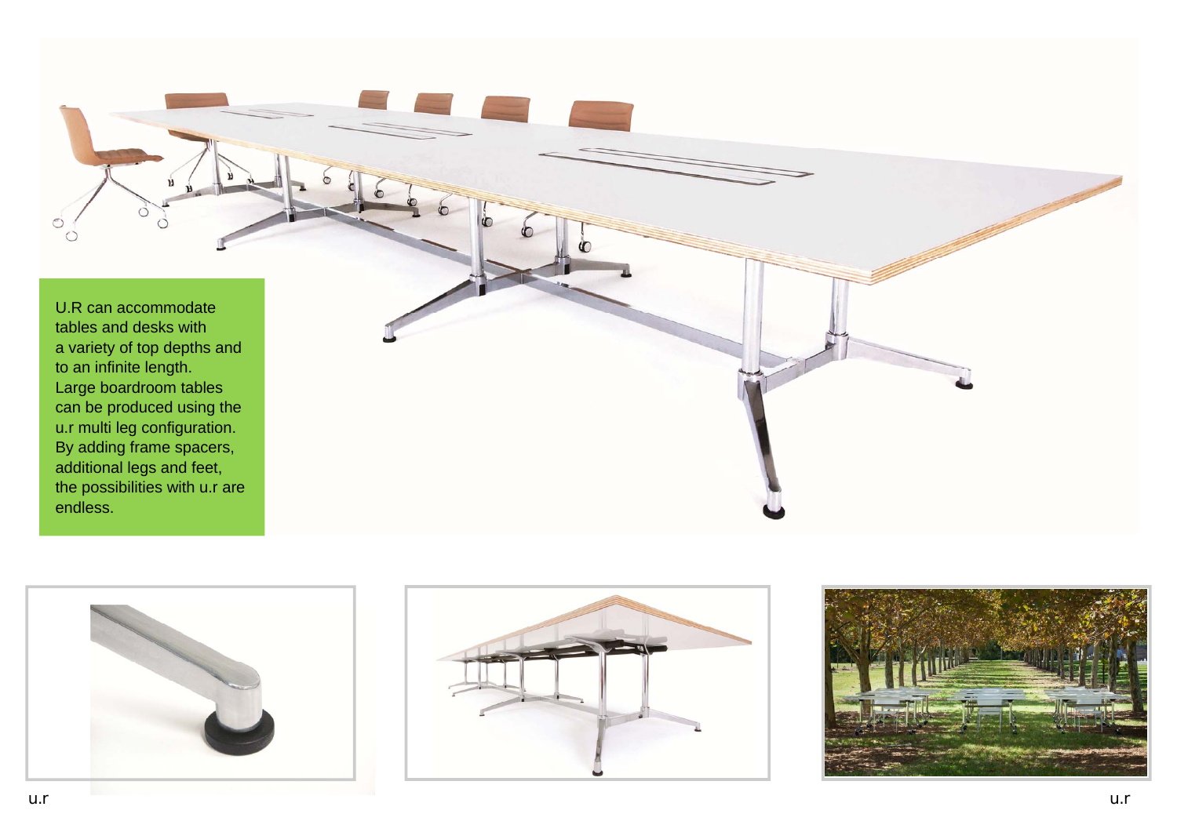U.R can accommodate tables and desks with a variety of top depths and to an infinite length. Large boardroom tables can be produced using the u.r multi leg configuration. By adding frame spacers, additional legs and feet, the possibilities with u.r are endless.